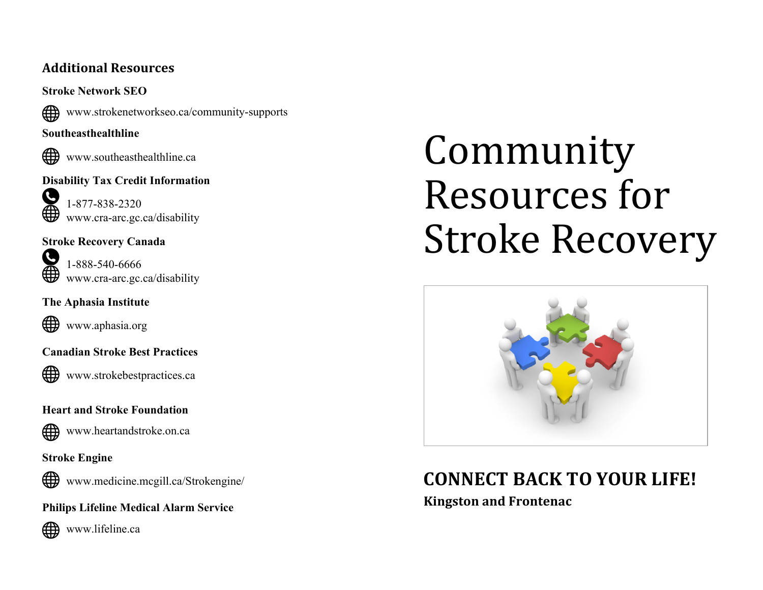## Additional Resources

**Stroke Network SEO**

www.strokenetworkseo.ca/community-supports

**Southeasthealthline**

www.southeasthealthline.ca

**Disability Tax Credit Information**

1-877-838-2320
www.cra-arc.gc.ca/disability

**Stroke Recovery Canada**

1-888-540-6666
www.cra-arc.gc.ca/disability

**The Aphasia Institute**

www.aphasia.org

**Canadian Stroke Best Practices**

www.strokebestpractices.ca

**Heart and Stroke Foundation**

www.heartandstroke.on.ca

**Stroke Engine**

www.medicine.mcgill.ca/Strokengine/

**Philips Lifeline Medical Alarm Service**

www.lifeline.ca

# Community Resources for Stroke Recovery

## CONNECT BACK TO YOUR LIFE!

**Kingston and Frontenac**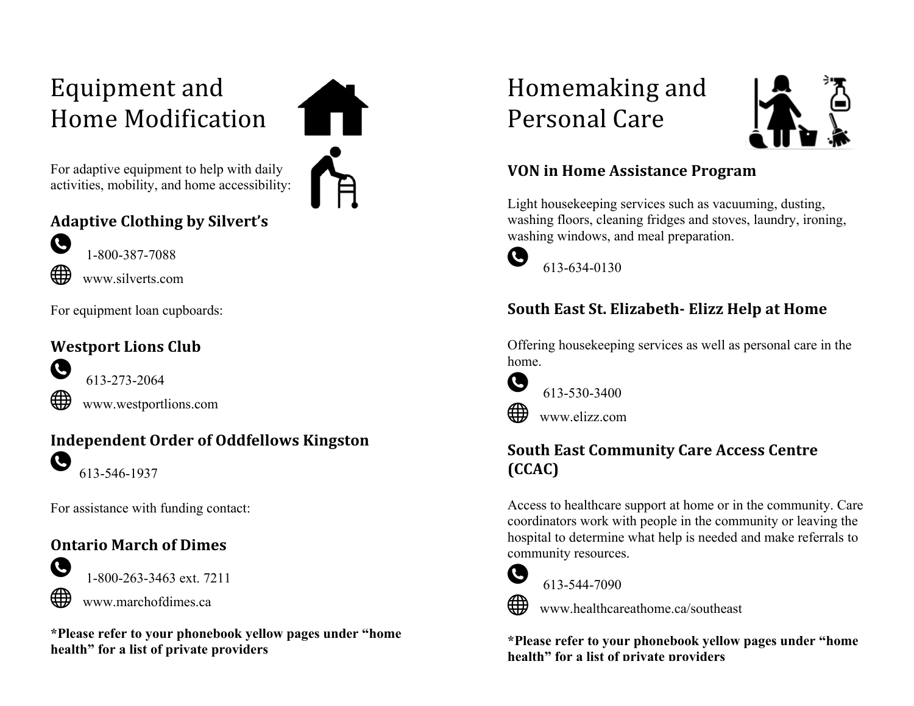# Equipment and Home Modification

For adaptive equipment to help with daily activities, mobility, and home accessibility:

### Adaptive Clothing by Silvert's

1-800-387-7088

www.silverts.com

For equipment loan cupboards:

### Westport Lions Club

613-273-2064

www.westportlions.com

### Independent Order of Oddfellows Kingston

613-546-1937

For assistance with funding contact:

### Ontario March of Dimes

1-800-263-3463 ext. 7211

www.marchofdimes.ca

**\*Please refer to your phonebook yellow pages under "home health" for a list of private providers**

# Homemaking and Personal Care

### VON in Home Assistance Program

Light housekeeping services such as vacuuming, dusting, washing floors, cleaning fridges and stoves, laundry, ironing, washing windows, and meal preparation.

613-634-0130

### South East St. Elizabeth- Elizz Help at Home

Offering housekeeping services as well as personal care in the home.

613-530-3400

www.elizz.com

### South East Community Care Access Centre (CCAC)

Access to healthcare support at home or in the community. Care coordinators work with people in the community or leaving the hospital to determine what help is needed and make referrals to community resources.

613-544-7090

www.healthcareathome.ca/southeast

**\*Please refer to your phonebook yellow pages under "home health" for a list of private providers**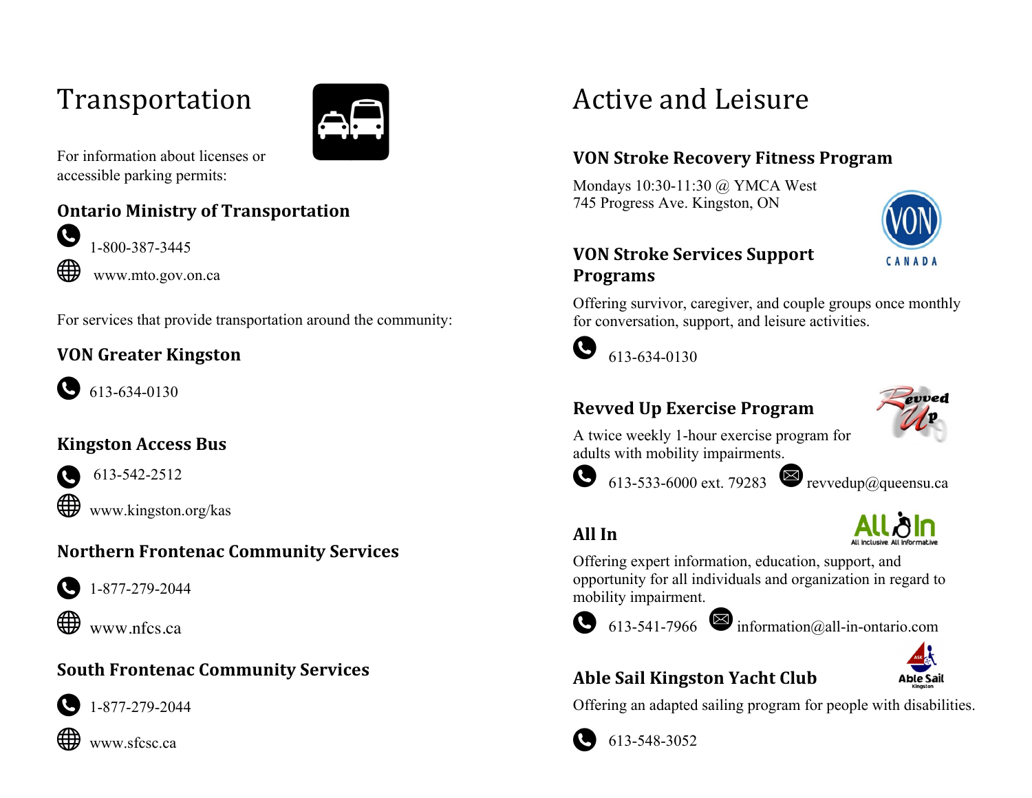# Transportation

For information about licenses or accessible parking permits:

### Ontario Ministry of Transportation

1-800-387-3445

www.mto.gov.on.ca

For services that provide transportation around the community:

### VON Greater Kingston

613-634-0130

### Kingston Access Bus

613-542-2512

www.kingston.org/kas

### Northern Frontenac Community Services

1-877-279-2044

www.nfcs.ca

### South Frontenac Community Services

1-877-279-2044

www.sfcsc.ca

# Active and Leisure

### VON Stroke Recovery Fitness Program

Mondays 10:30-11:30 @ YMCA West
745 Progress Ave. Kingston, ON

### VON Stroke Services Support Programs

Offering survivor, caregiver, and couple groups once monthly for conversation, support, and leisure activities.

613-634-0130

### Revved Up Exercise Program

A twice weekly 1-hour exercise program for adults with mobility impairments.

613-533-6000 ext. 79283 revvedup@queensu.ca

### All In

Offering expert information, education, support, and opportunity for all individuals and organization in regard to mobility impairment.

613-541-7966 information@all-in-ontario.com

### Able Sail Kingston Yacht Club

Offering an adapted sailing program for people with disabilities.

613-548-3052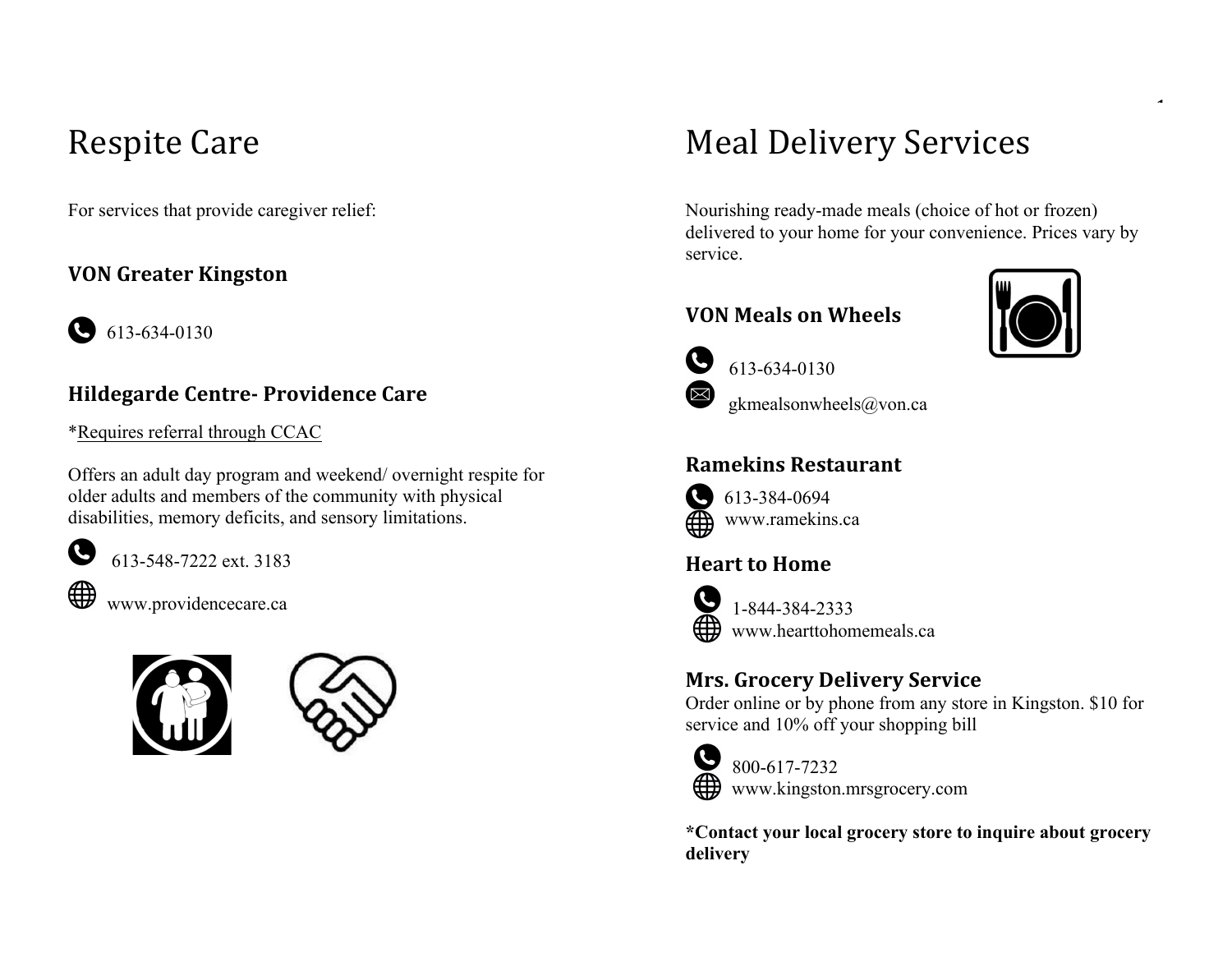# Respite Care

For services that provide caregiver relief:

### VON Greater Kingston

613-634-0130

### Hildegarde Centre- Providence Care

*Requires referral through CCAC

Offers an adult day program and weekend/ overnight respite for older adults and members of the community with physical disabilities, memory deficits, and sensory limitations.

613-548-7222 ext. 3183

www.providencecare.ca

# Meal Delivery Services

Nourishing ready-made meals (choice of hot or frozen) delivered to your home for your convenience. Prices vary by service.

### VON Meals on Wheels

613-634-0130

gkmealsonwheels@von.ca

### Ramekins Restaurant

613-384-0694

www.ramekins.ca

### Heart to Home

1-844-384-2333

www.hearttohomemeals.ca

### Mrs. Grocery Delivery Service

Order online or by phone from any store in Kingston. $10 for service and 10% off your shopping bill

800-617-7232

www.kingston.mrsgrocery.com

**\*Contact your local grocery store to inquire about grocery delivery**